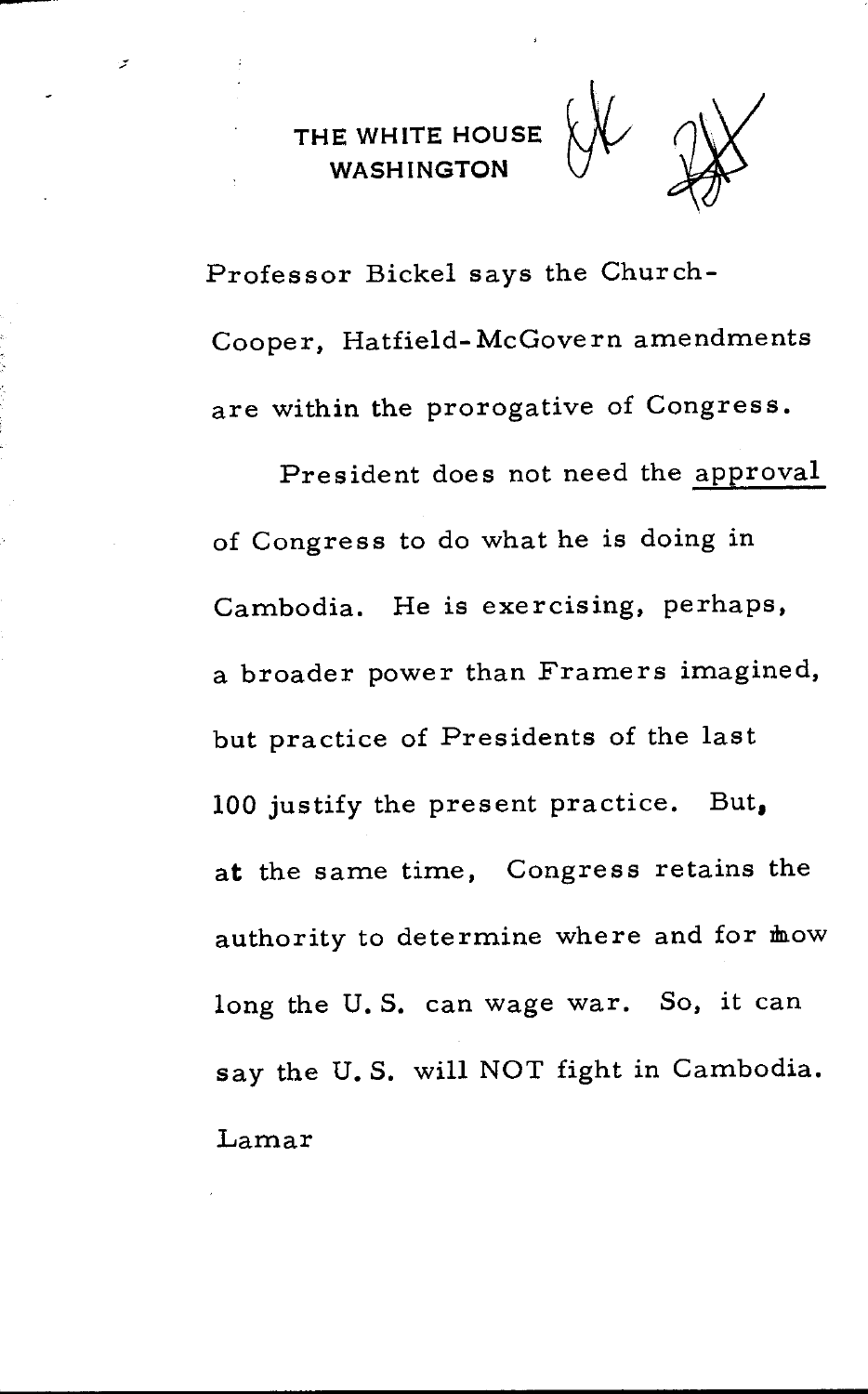**THE WHITE HOUSE**
**WASHINGTON**

Professor Bickel says the Church-Cooper, Hatfield-McGovern amendments are within the prorogative of Congress.

President does not need the approval of Congress to do what he is doing in Cambodia. He is exercising, perhaps, a broader power than Framers imagined, but practice of Presidents of the last 100 justify the present practice. But, at the same time, Congress retains the authority to determine where and for how long the U.S. can wage war. So, it can say the U.S. will NOT fight in Cambodia.

Lamar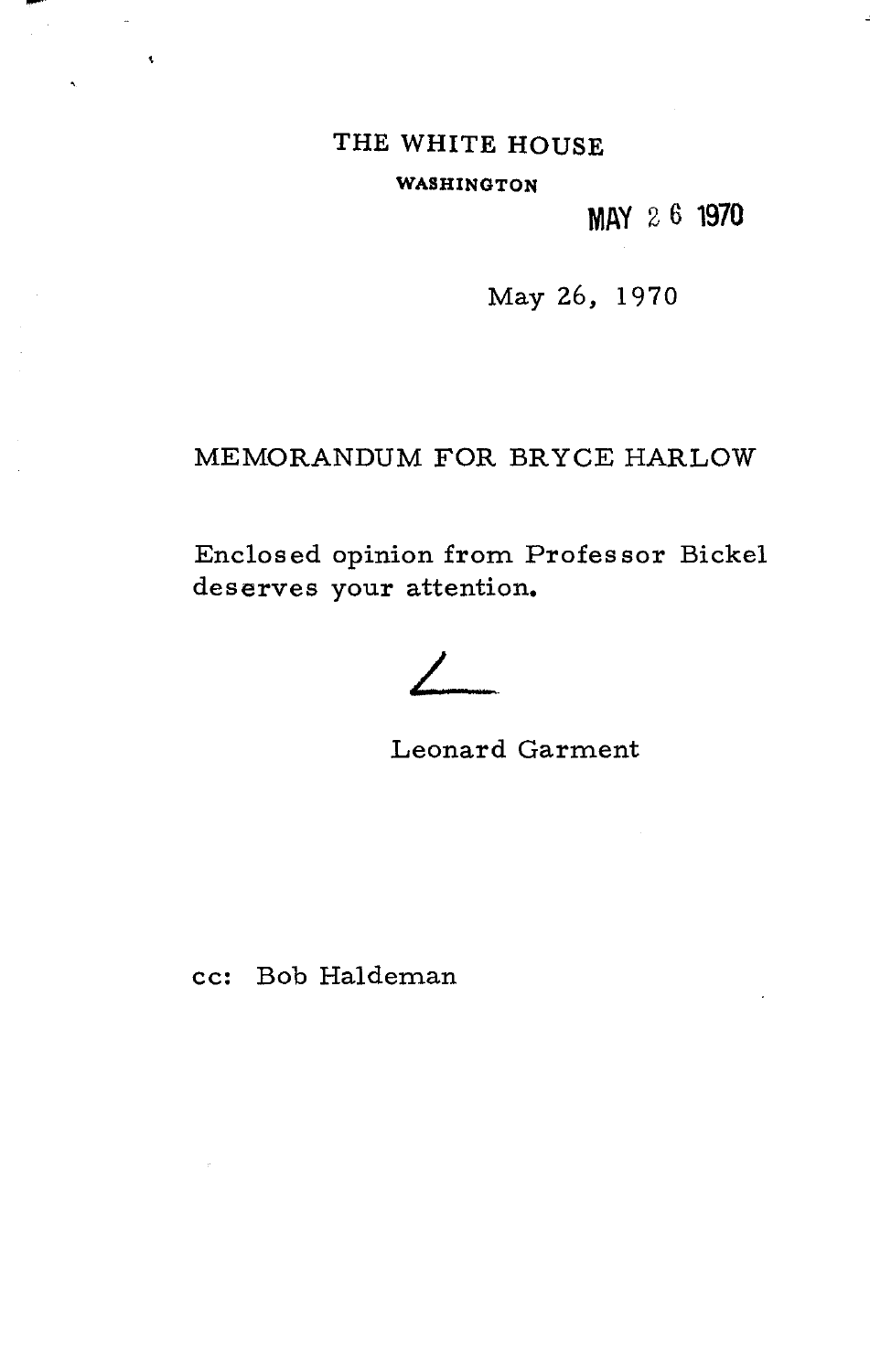THE WHITE HOUSE

WASHINGTON

MAY 26 1970

May 26, 1970

MEMORANDUM FOR BRYCE HARLOW

Enclosed opinion from Professor Bickel deserves your attention.

L

Leonard Garment

cc: Bob Haldeman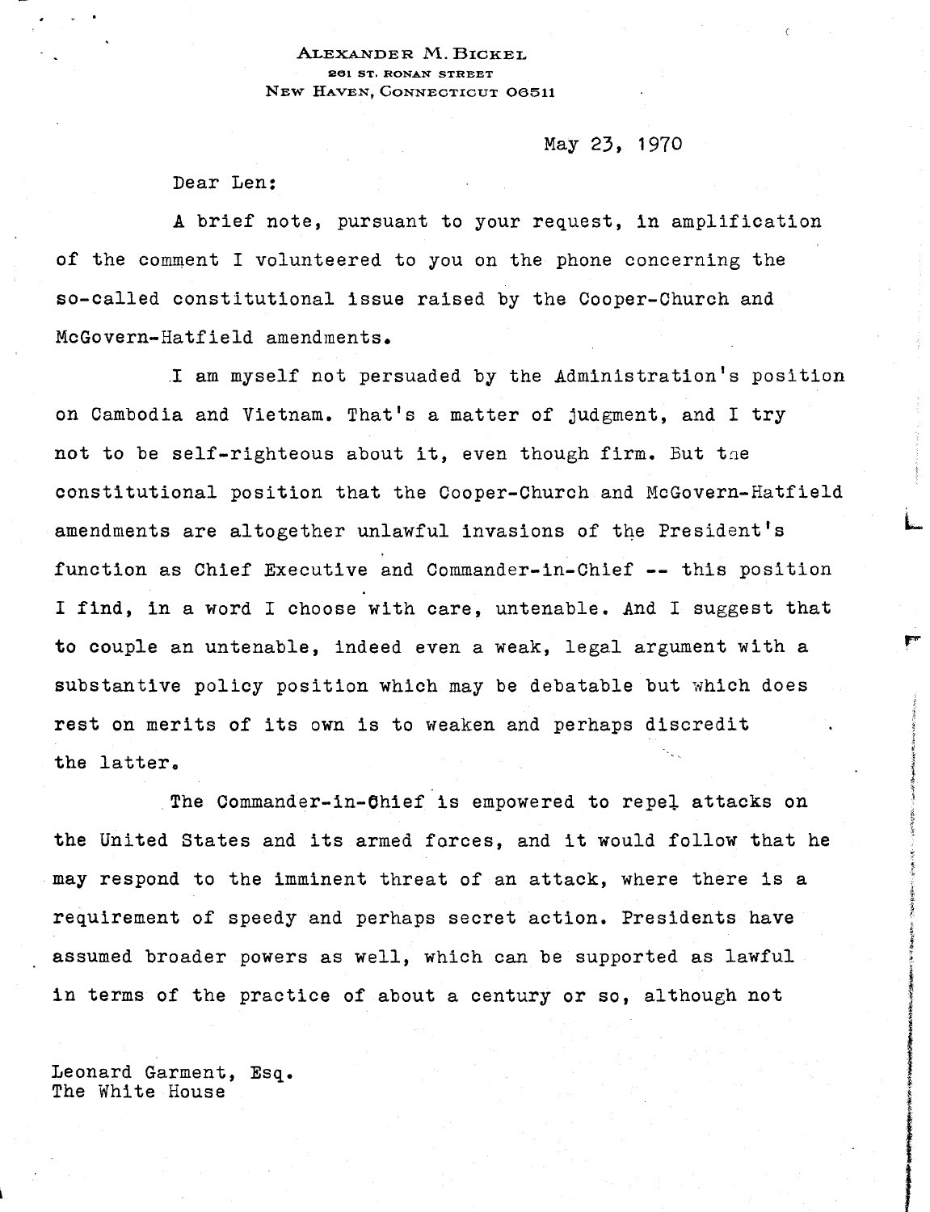ALEXANDER M. BICKEL
261 ST. RONAN STREET
NEW HAVEN, CONNECTICUT 06511

May 23, 1970

Dear Len:

A brief note, pursuant to your request, in amplification of the comment I volunteered to you on the phone concerning the so-called constitutional issue raised by the Cooper-Church and McGovern-Hatfield amendments.

I am myself not persuaded by the Administration's position on Cambodia and Vietnam. That's a matter of judgment, and I try not to be self-righteous about it, even though firm. But the constitutional position that the Cooper-Church and McGovern-Hatfield amendments are altogether unlawful invasions of the President's function as Chief Executive and Commander-in-Chief -- this position I find, in a word I choose with care, untenable. And I suggest that to couple an untenable, indeed even a weak, legal argument with a substantive policy position which may be debatable but which does rest on merits of its own is to weaken and perhaps discredit the latter.

The Commander-in-Chief is empowered to repel attacks on the United States and its armed forces, and it would follow that he may respond to the imminent threat of an attack, where there is a requirement of speedy and perhaps secret action. Presidents have assumed broader powers as well, which can be supported as lawful in terms of the practice of about a century or so, although not

Leonard Garment, Esq.
The White House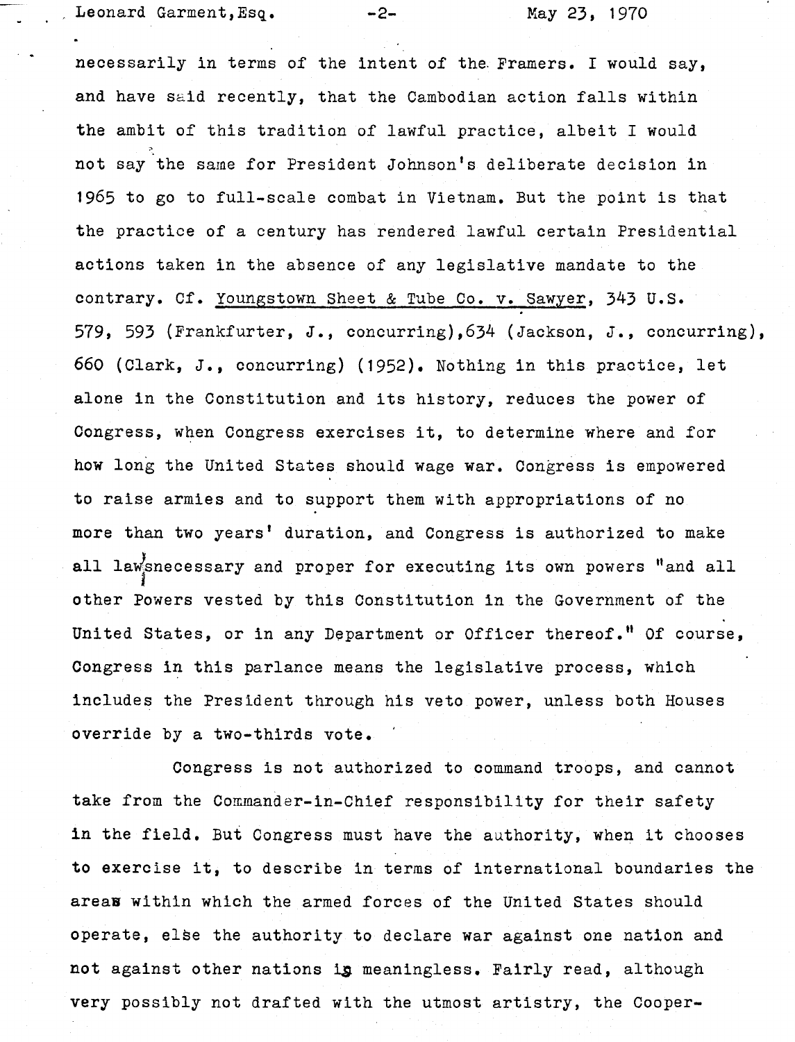necessarily in terms of the intent of the Framers. I would say, and have said recently, that the Cambodian action falls within the ambit of this tradition of lawful practice, albeit I would not say the same for President Johnson's deliberate decision in 1965 to go to full-scale combat in Vietnam. But the point is that the practice of a century has rendered lawful certain Presidential actions taken in the absence of any legislative mandate to the contrary. Cf. Youngstown Sheet & Tube Co. v. Sawyer, 343 U.S. 579, 593 (Frankfurter, J., concurring), 634 (Jackson, J., concurring), 660 (Clark, J., concurring) (1952). Nothing in this practice, let alone in the Constitution and its history, reduces the power of Congress, when Congress exercises it, to determine where and for how long the United States should wage war. Congress is empowered to raise armies and to support them with appropriations of no more than two years' duration, and Congress is authorized to make all laws necessary and proper for executing its own powers "and all other Powers vested by this Constitution in the Government of the United States, or in any Department or Officer thereof." Of course, Congress in this parlance means the legislative process, which includes the President through his veto power, unless both Houses override by a two-thirds vote.

Congress is not authorized to command troops, and cannot take from the Commander-in-Chief responsibility for their safety in the field. But Congress must have the authority, when it chooses to exercise it, to describe in terms of international boundaries the areas within which the armed forces of the United States should operate, else the authority to declare war against one nation and not against other nations is meaningless. Fairly read, although very possibly not drafted with the utmost artistry, the Cooper-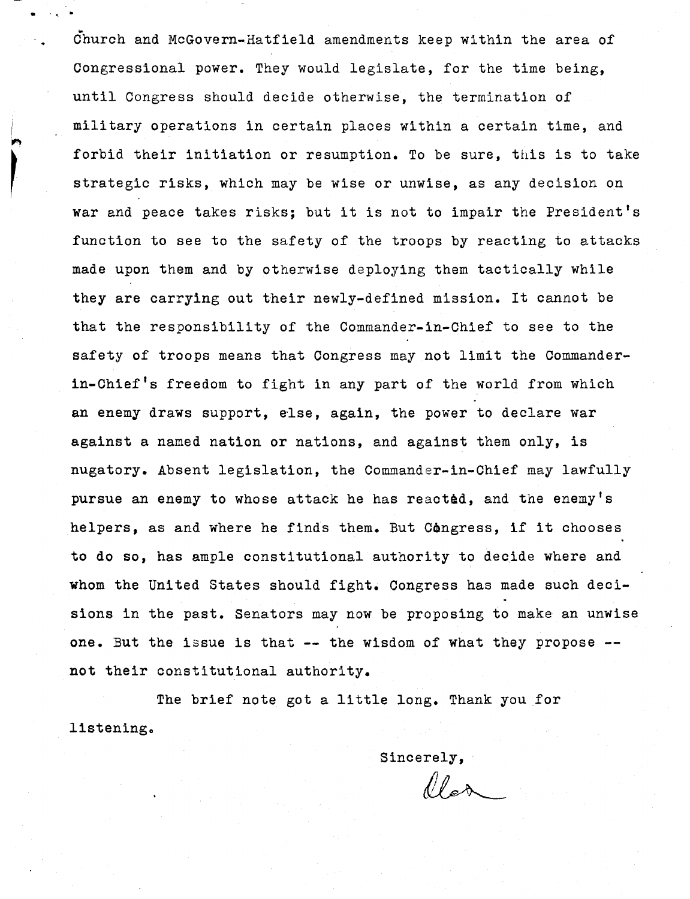Church and McGovern-Hatfield amendments keep within the area of Congressional power. They would legislate, for the time being, until Congress should decide otherwise, the termination of military operations in certain places within a certain time, and forbid their initiation or resumption. To be sure, this is to take strategic risks, which may be wise or unwise, as any decision on war and peace takes risks; but it is not to impair the President's function to see to the safety of the troops by reacting to attacks made upon them and by otherwise deploying them tactically while they are carrying out their newly-defined mission. It cannot be that the responsibility of the Commander-in-Chief to see to the safety of troops means that Congress may not limit the Commander-in-Chief's freedom to fight in any part of the world from which an enemy draws support, else, again, the power to declare war against a named nation or nations, and against them only, is nugatory. Absent legislation, the Commander-in-Chief may lawfully pursue an enemy to whose attack he has reacted, and the enemy's helpers, as and where he finds them. But Congress, if it chooses to do so, has ample constitutional authority to decide where and whom the United States should fight. Congress has made such decisions in the past. Senators may now be proposing to make an unwise one. But the issue is that -- the wisdom of what they propose -- not their constitutional authority.

The brief note got a little long. Thank you for listening.

Sincerely,

Alex